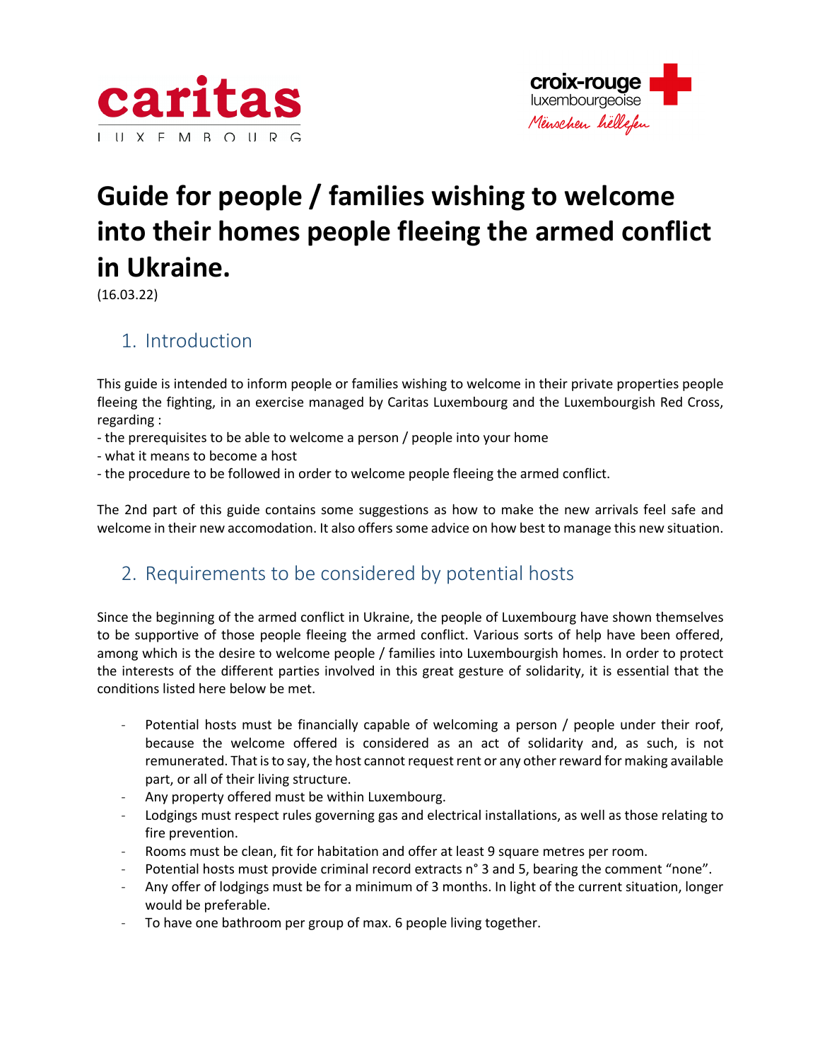# Guide for people / families wishing to welcome into their homes people fleeing the armed conflict in Ukraine.

(16.03.22)

## 1. Introduction

This guide is intended to inform people or families wishing to welcome in their private properties people fleeing the fighting, in an exercise managed by Caritas Luxembourg and the Luxembourgish Red Cross, regarding :

- the prerequisites to be able to welcome a person / people into your home
- what it means to become a host
- the procedure to be followed in order to welcome people fleeing the armed conflict.

The 2nd part of this guide contains some suggestions as how to make the new arrivals feel safe and welcome in their new accomodation. It also offers some advice on how best to manage this new situation.

## 2. Requirements to be considered by potential hosts

Since the beginning of the armed conflict in Ukraine, the people of Luxembourg have shown themselves to be supportive of those people fleeing the armed conflict. Various sorts of help have been offered, among which is the desire to welcome people / families into Luxembourgish homes. In order to protect the interests of the different parties involved in this great gesture of solidarity, it is essential that the conditions listed here below be met.

- Potential hosts must be financially capable of welcoming a person / people under their roof, because the welcome offered is considered as an act of solidarity and, as such, is not remunerated. That is to say, the host cannot request rent or any other reward for making available part, or all of their living structure.
- Any property offered must be within Luxembourg.
- Lodgings must respect rules governing gas and electrical installations, as well as those relating to fire prevention.
- Rooms must be clean, fit for habitation and offer at least 9 square metres per room.
- Potential hosts must provide criminal record extracts n° 3 and 5, bearing the comment "none".
- Any offer of lodgings must be for a minimum of 3 months. In light of the current situation, longer would be preferable.
- To have one bathroom per group of max. 6 people living together.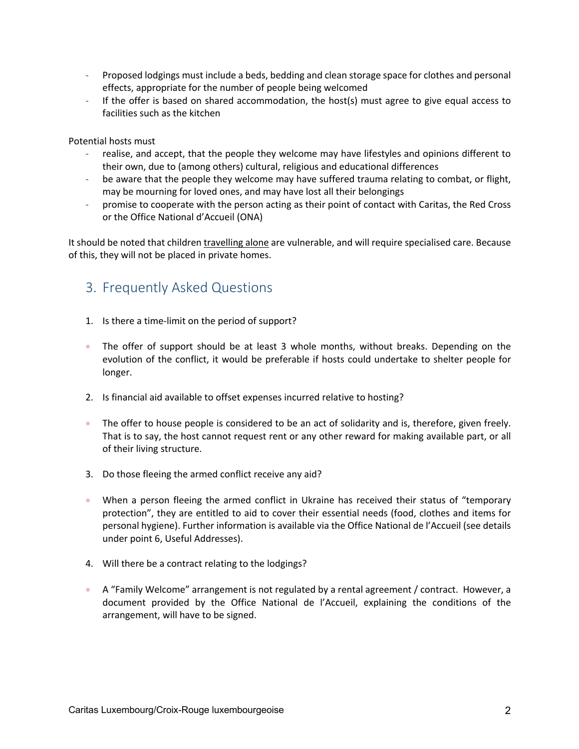- Proposed lodgings must include a beds, bedding and clean storage space for clothes and personal effects, appropriate for the number of people being welcomed
- If the offer is based on shared accommodation, the host(s) must agree to give equal access to facilities such as the kitchen

Potential hosts must

- realise, and accept, that the people they welcome may have lifestyles and opinions different to their own, due to (among others) cultural, religious and educational differences
- be aware that the people they welcome may have suffered trauma relating to combat, or flight, may be mourning for loved ones, and may have lost all their belongings
- promise to cooperate with the person acting as their point of contact with Caritas, the Red Cross or the Office National d'Accueil (ONA)

It should be noted that children <u>travelling alone</u> are vulnerable, and will require specialised care. Because of this, they will not be placed in private homes.

## 3. Frequently Asked Questions

1. Is there a time-limit on the period of support?

- The offer of support should be at least 3 whole months, without breaks. Depending on the evolution of the conflict, it would be preferable if hosts could undertake to shelter people for longer.

2. Is financial aid available to offset expenses incurred relative to hosting?

- The offer to house people is considered to be an act of solidarity and is, therefore, given freely. That is to say, the host cannot request rent or any other reward for making available part, or all of their living structure.

3. Do those fleeing the armed conflict receive any aid?

- When a person fleeing the armed conflict in Ukraine has received their status of "temporary protection", they are entitled to aid to cover their essential needs (food, clothes and items for personal hygiene). Further information is available via the Office National de l'Accueil (see details under point 6, Useful Addresses).

4. Will there be a contract relating to the lodgings?

- A "Family Welcome" arrangement is not regulated by a rental agreement / contract. However, a document provided by the Office National de l'Accueil, explaining the conditions of the arrangement, will have to be signed.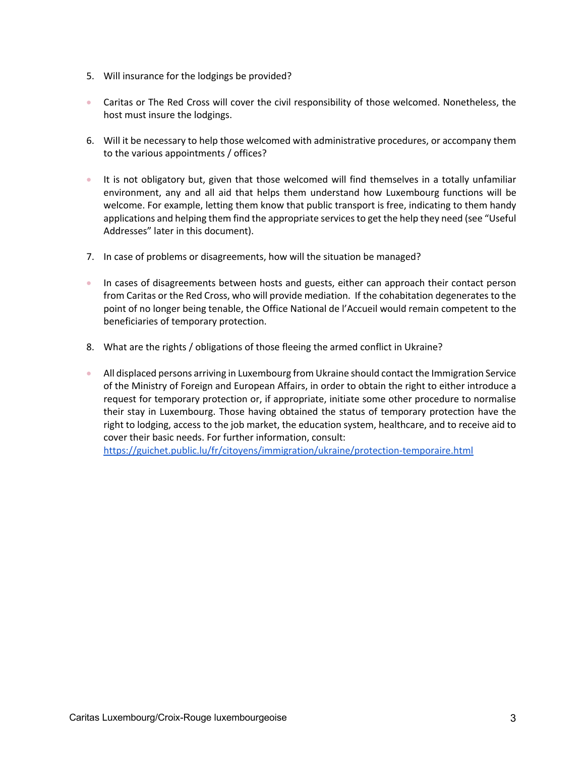5. Will insurance for the lodgings be provided?

- Caritas or The Red Cross will cover the civil responsibility of those welcomed. Nonetheless, the host must insure the lodgings.

6. Will it be necessary to help those welcomed with administrative procedures, or accompany them to the various appointments / offices?

- It is not obligatory but, given that those welcomed will find themselves in a totally unfamiliar environment, any and all aid that helps them understand how Luxembourg functions will be welcome. For example, letting them know that public transport is free, indicating to them handy applications and helping them find the appropriate services to get the help they need (see "Useful Addresses" later in this document).

7. In case of problems or disagreements, how will the situation be managed?

- In cases of disagreements between hosts and guests, either can approach their contact person from Caritas or the Red Cross, who will provide mediation. If the cohabitation degenerates to the point of no longer being tenable, the Office National de l'Accueil would remain competent to the beneficiaries of temporary protection.

8. What are the rights / obligations of those fleeing the armed conflict in Ukraine?

- All displaced persons arriving in Luxembourg from Ukraine should contact the Immigration Service of the Ministry of Foreign and European Affairs, in order to obtain the right to either introduce a request for temporary protection or, if appropriate, initiate some other procedure to normalise their stay in Luxembourg. Those having obtained the status of temporary protection have the right to lodging, access to the job market, the education system, healthcare, and to receive aid to cover their basic needs. For further information, consult: https://guichet.public.lu/fr/citoyens/immigration/ukraine/protection-temporaire.html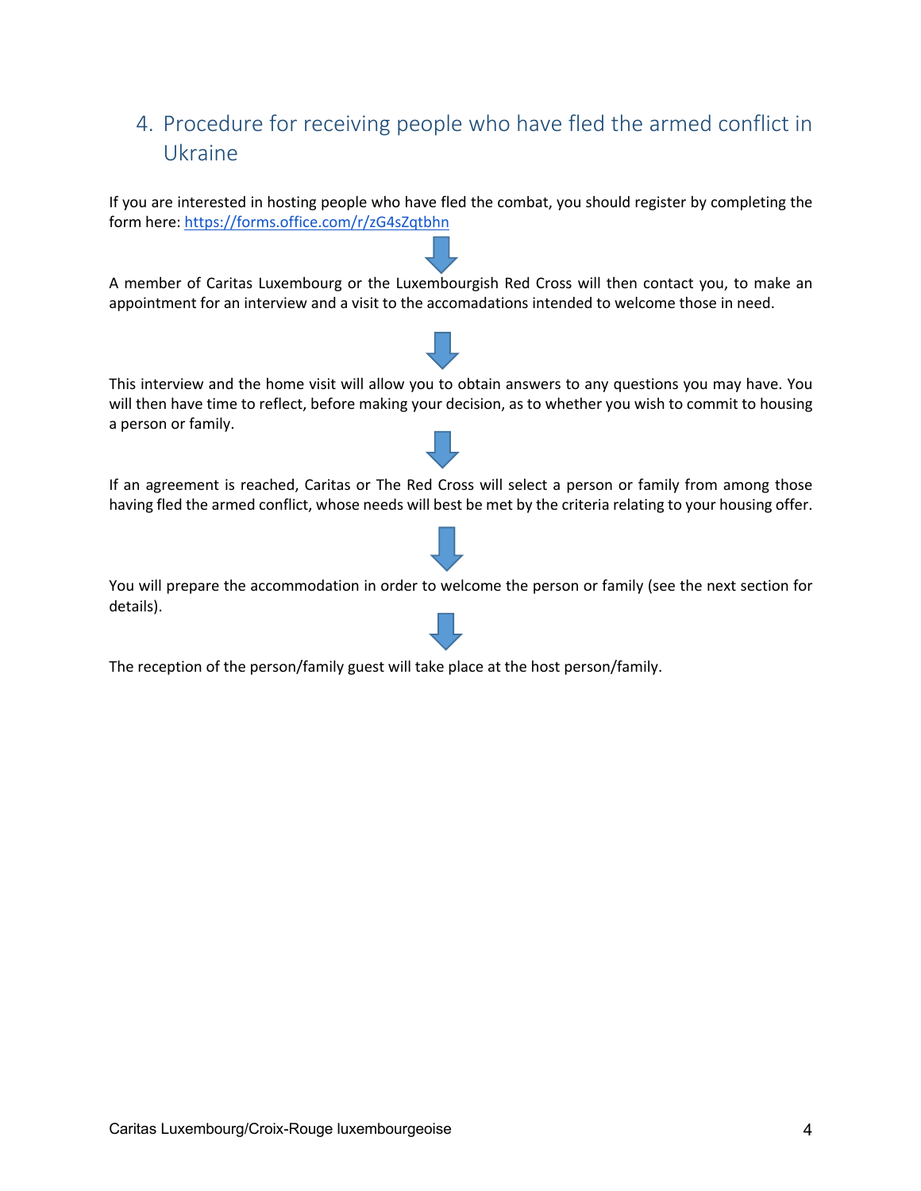## 4. Procedure for receiving people who have fled the armed conflict in Ukraine

If you are interested in hosting people who have fled the combat, you should register by completing the form here: [https://forms.office.com/r/zG4sZqtbhn](https://forms.office.com/r/zG4sZqtbhn)

↓

A member of Caritas Luxembourg or the Luxembourgish Red Cross will then contact you, to make an appointment for an interview and a visit to the accomadations intended to welcome those in need.

↓

This interview and the home visit will allow you to obtain answers to any questions you may have. You will then have time to reflect, before making your decision, as to whether you wish to commit to housing a person or family.

↓

If an agreement is reached, Caritas or The Red Cross will select a person or family from among those having fled the armed conflict, whose needs will best be met by the criteria relating to your housing offer.

↓

You will prepare the accommodation in order to welcome the person or family (see the next section for details).

↓

The reception of the person/family guest will take place at the host person/family.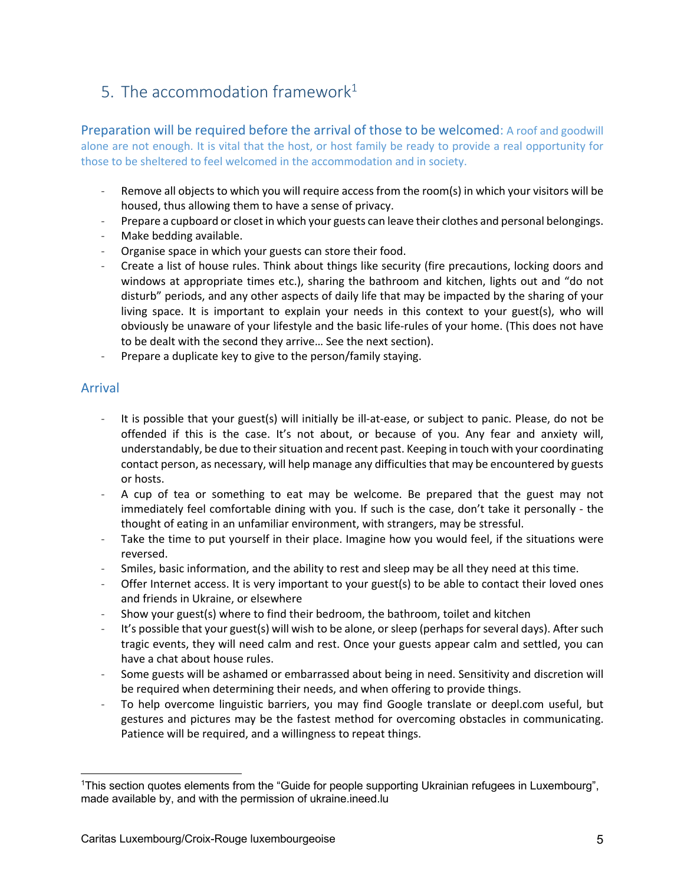## 5. The accommodation framework[1]

**Preparation will be required before the arrival of those to be welcomed**: A roof and goodwill alone are not enough. It is vital that the host, or host family be ready to provide a real opportunity for those to be sheltered to feel welcomed in the accommodation and in society.

- Remove all objects to which you will require access from the room(s) in which your visitors will be housed, thus allowing them to have a sense of privacy.
- Prepare a cupboard or closet in which your guests can leave their clothes and personal belongings.
- Make bedding available.
- Organise space in which your guests can store their food.
- Create a list of house rules. Think about things like security (fire precautions, locking doors and windows at appropriate times etc.), sharing the bathroom and kitchen, lights out and "do not disturb" periods, and any other aspects of daily life that may be impacted by the sharing of your living space. It is important to explain your needs in this context to your guest(s), who will obviously be unaware of your lifestyle and the basic life-rules of your home. (This does not have to be dealt with the second they arrive… See the next section).
- Prepare a duplicate key to give to the person/family staying.

### Arrival

- It is possible that your guest(s) will initially be ill-at-ease, or subject to panic. Please, do not be offended if this is the case. It's not about, or because of you. Any fear and anxiety will, understandably, be due to their situation and recent past. Keeping in touch with your coordinating contact person, as necessary, will help manage any difficulties that may be encountered by guests or hosts.
- A cup of tea or something to eat may be welcome. Be prepared that the guest may not immediately feel comfortable dining with you. If such is the case, don't take it personally - the thought of eating in an unfamiliar environment, with strangers, may be stressful.
- Take the time to put yourself in their place. Imagine how you would feel, if the situations were reversed.
- Smiles, basic information, and the ability to rest and sleep may be all they need at this time.
- Offer Internet access. It is very important to your guest(s) to be able to contact their loved ones and friends in Ukraine, or elsewhere
- Show your guest(s) where to find their bedroom, the bathroom, toilet and kitchen
- It's possible that your guest(s) will wish to be alone, or sleep (perhaps for several days). After such tragic events, they will need calm and rest. Once your guests appear calm and settled, you can have a chat about house rules.
- Some guests will be ashamed or embarrassed about being in need. Sensitivity and discretion will be required when determining their needs, and when offering to provide things.
- To help overcome linguistic barriers, you may find Google translate or deepl.com useful, but gestures and pictures may be the fastest method for overcoming obstacles in communicating. Patience will be required, and a willingness to repeat things.

[1] This section quotes elements from the "Guide for people supporting Ukrainian refugees in Luxembourg", made available by, and with the permission of ukraine.ineed.lu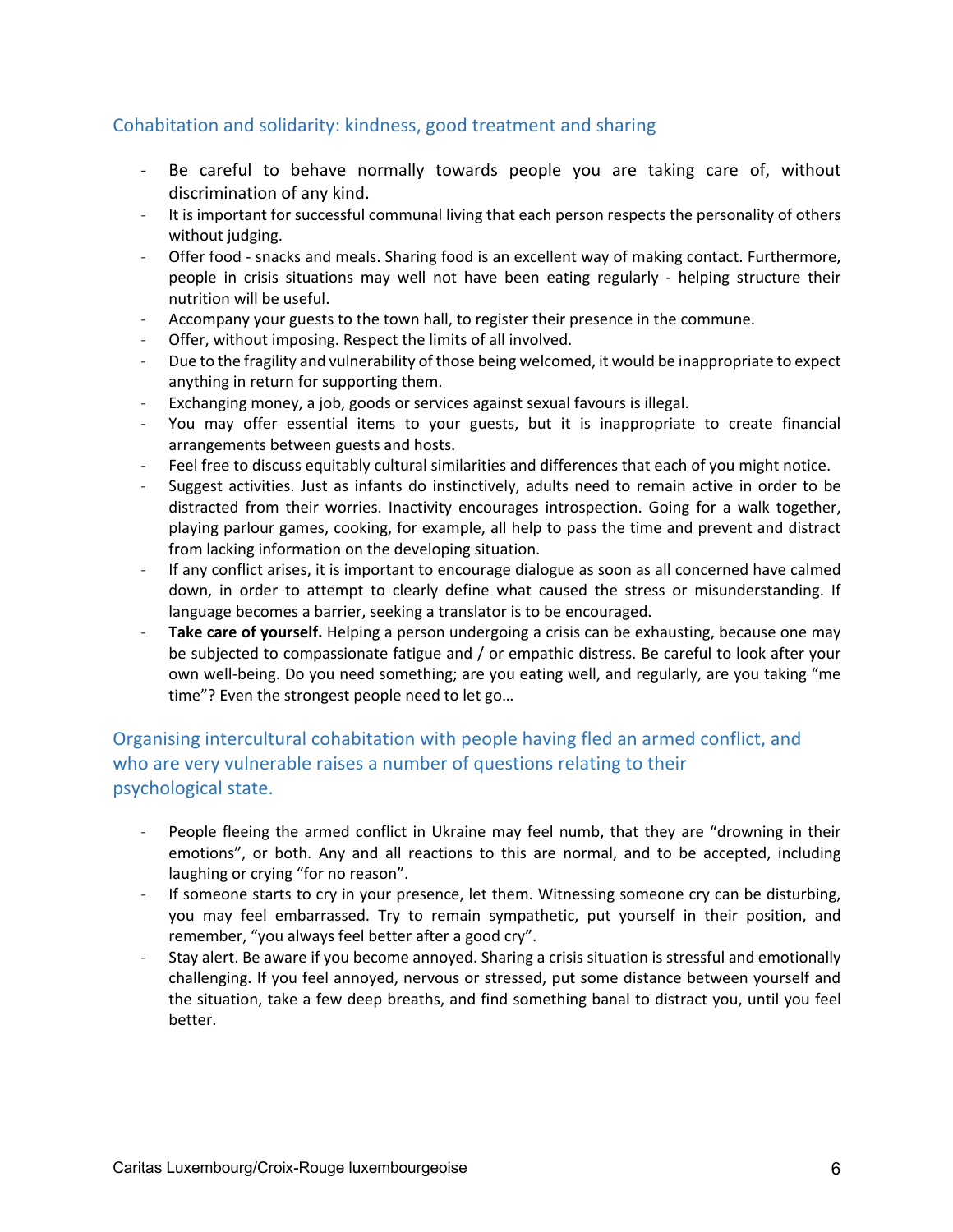## Cohabitation and solidarity: kindness, good treatment and sharing

- Be careful to behave normally towards people you are taking care of, without discrimination of any kind.
- It is important for successful communal living that each person respects the personality of others without judging.
- Offer food - snacks and meals. Sharing food is an excellent way of making contact. Furthermore, people in crisis situations may well not have been eating regularly - helping structure their nutrition will be useful.
- Accompany your guests to the town hall, to register their presence in the commune.
- Offer, without imposing. Respect the limits of all involved.
- Due to the fragility and vulnerability of those being welcomed, it would be inappropriate to expect anything in return for supporting them.
- Exchanging money, a job, goods or services against sexual favours is illegal.
- You may offer essential items to your guests, but it is inappropriate to create financial arrangements between guests and hosts.
- Feel free to discuss equitably cultural similarities and differences that each of you might notice.
- Suggest activities. Just as infants do instinctively, adults need to remain active in order to be distracted from their worries. Inactivity encourages introspection. Going for a walk together, playing parlour games, cooking, for example, all help to pass the time and prevent and distract from lacking information on the developing situation.
- If any conflict arises, it is important to encourage dialogue as soon as all concerned have calmed down, in order to attempt to clearly define what caused the stress or misunderstanding. If language becomes a barrier, seeking a translator is to be encouraged.
- **Take care of yourself.** Helping a person undergoing a crisis can be exhausting, because one may be subjected to compassionate fatigue and / or empathic distress. Be careful to look after your own well-being. Do you need something; are you eating well, and regularly, are you taking "me time"? Even the strongest people need to let go…

## Organising intercultural cohabitation with people having fled an armed conflict, and who are very vulnerable raises a number of questions relating to their psychological state.

- People fleeing the armed conflict in Ukraine may feel numb, that they are "drowning in their emotions", or both. Any and all reactions to this are normal, and to be accepted, including laughing or crying "for no reason".
- If someone starts to cry in your presence, let them. Witnessing someone cry can be disturbing, you may feel embarrassed. Try to remain sympathetic, put yourself in their position, and remember, "you always feel better after a good cry".
- Stay alert. Be aware if you become annoyed. Sharing a crisis situation is stressful and emotionally challenging. If you feel annoyed, nervous or stressed, put some distance between yourself and the situation, take a few deep breaths, and find something banal to distract you, until you feel better.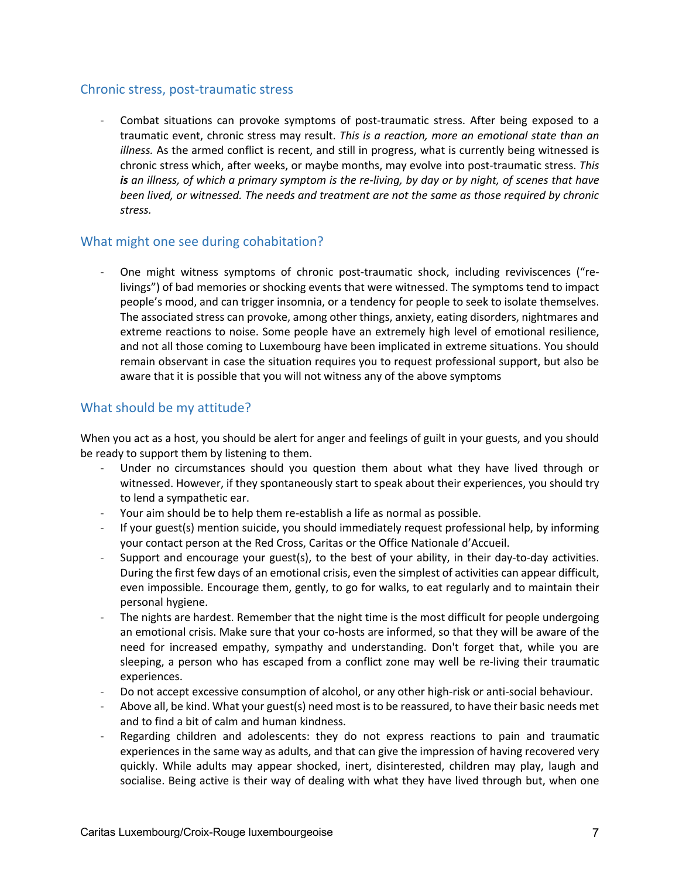## Chronic stress, post-traumatic stress

- Combat situations can provoke symptoms of post-traumatic stress. After being exposed to a traumatic event, chronic stress may result. *This is a reaction, more an emotional state than an illness.* As the armed conflict is recent, and still in progress, what is currently being witnessed is chronic stress which, after weeks, or maybe months, may evolve into post-traumatic stress. *This **is** an illness, of which a primary symptom is the re-living, by day or by night, of scenes that have been lived, or witnessed. The needs and treatment are not the same as those required by chronic stress.*

## What might one see during cohabitation?

- One might witness symptoms of chronic post-traumatic shock, including reviviscences ("re-livings") of bad memories or shocking events that were witnessed. The symptoms tend to impact people's mood, and can trigger insomnia, or a tendency for people to seek to isolate themselves. The associated stress can provoke, among other things, anxiety, eating disorders, nightmares and extreme reactions to noise. Some people have an extremely high level of emotional resilience, and not all those coming to Luxembourg have been implicated in extreme situations. You should remain observant in case the situation requires you to request professional support, but also be aware that it is possible that you will not witness any of the above symptoms

## What should be my attitude?

When you act as a host, you should be alert for anger and feelings of guilt in your guests, and you should be ready to support them by listening to them.

- Under no circumstances should you question them about what they have lived through or witnessed. However, if they spontaneously start to speak about their experiences, you should try to lend a sympathetic ear.
- Your aim should be to help them re-establish a life as normal as possible.
- If your guest(s) mention suicide, you should immediately request professional help, by informing your contact person at the Red Cross, Caritas or the Office Nationale d'Accueil.
- Support and encourage your guest(s), to the best of your ability, in their day-to-day activities. During the first few days of an emotional crisis, even the simplest of activities can appear difficult, even impossible. Encourage them, gently, to go for walks, to eat regularly and to maintain their personal hygiene.
- The nights are hardest. Remember that the night time is the most difficult for people undergoing an emotional crisis. Make sure that your co-hosts are informed, so that they will be aware of the need for increased empathy, sympathy and understanding. Don't forget that, while you are sleeping, a person who has escaped from a conflict zone may well be re-living their traumatic experiences.
- Do not accept excessive consumption of alcohol, or any other high-risk or anti-social behaviour.
- Above all, be kind. What your guest(s) need most is to be reassured, to have their basic needs met and to find a bit of calm and human kindness.
- Regarding children and adolescents: they do not express reactions to pain and traumatic experiences in the same way as adults, and that can give the impression of having recovered very quickly. While adults may appear shocked, inert, disinterested, children may play, laugh and socialise. Being active is their way of dealing with what they have lived through but, when one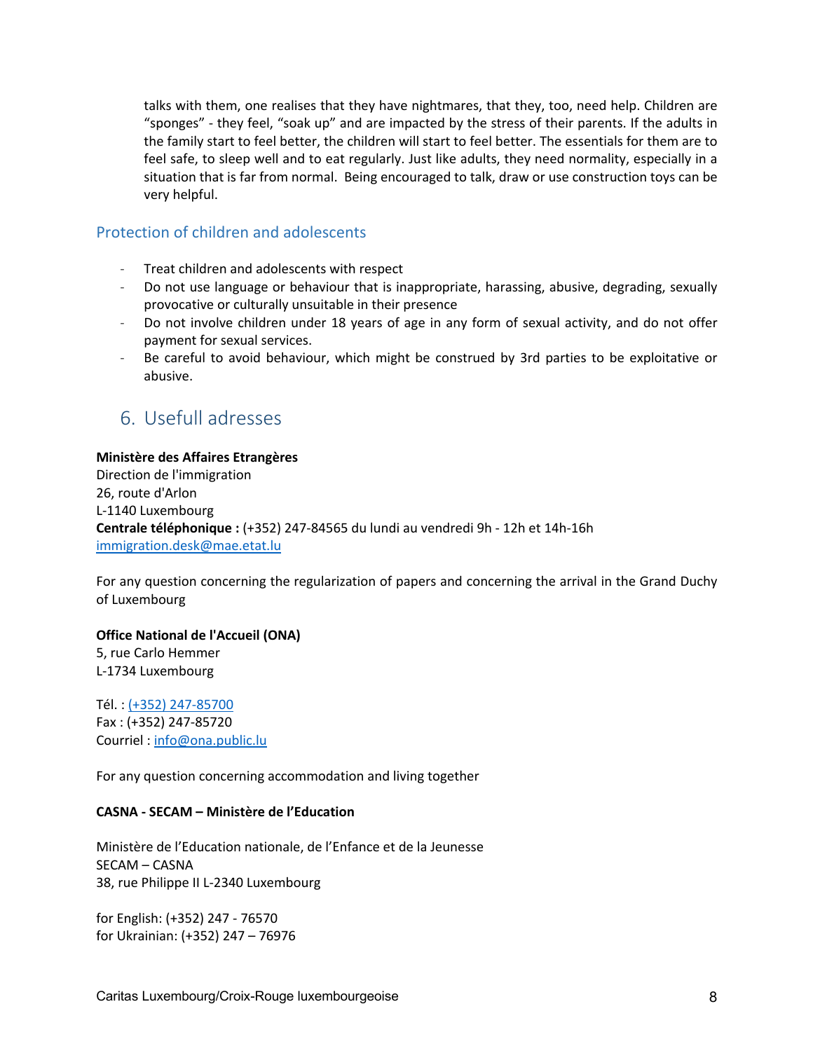talks with them, one realises that they have nightmares, that they, too, need help. Children are "sponges" - they feel, "soak up" and are impacted by the stress of their parents. If the adults in the family start to feel better, the children will start to feel better. The essentials for them are to feel safe, to sleep well and to eat regularly. Just like adults, they need normality, especially in a situation that is far from normal. Being encouraged to talk, draw or use construction toys can be very helpful.

### Protection of children and adolescents

- Treat children and adolescents with respect
- Do not use language or behaviour that is inappropriate, harassing, abusive, degrading, sexually provocative or culturally unsuitable in their presence
- Do not involve children under 18 years of age in any form of sexual activity, and do not offer payment for sexual services.
- Be careful to avoid behaviour, which might be construed by 3rd parties to be exploitative or abusive.

## 6. Usefull adresses

**Ministère des Affaires Etrangères**
Direction de l'immigration
26, route d'Arlon
L-1140 Luxembourg
**Centrale téléphonique :** (+352) 247-84565 du lundi au vendredi 9h - 12h et 14h-16h
immigration.desk@mae.etat.lu

For any question concerning the regularization of papers and concerning the arrival in the Grand Duchy of Luxembourg

**Office National de l'Accueil (ONA)**
5, rue Carlo Hemmer
L-1734 Luxembourg

Tél. : (+352) 247-85700
Fax : (+352) 247-85720
Courriel : info@ona.public.lu

For any question concerning accommodation and living together

**CASNA - SECAM – Ministère de l'Education**

Ministère de l'Education nationale, de l'Enfance et de la Jeunesse
SECAM – CASNA
38, rue Philippe II L-2340 Luxembourg

for English: (+352) 247 - 76570
for Ukrainian: (+352) 247 – 76976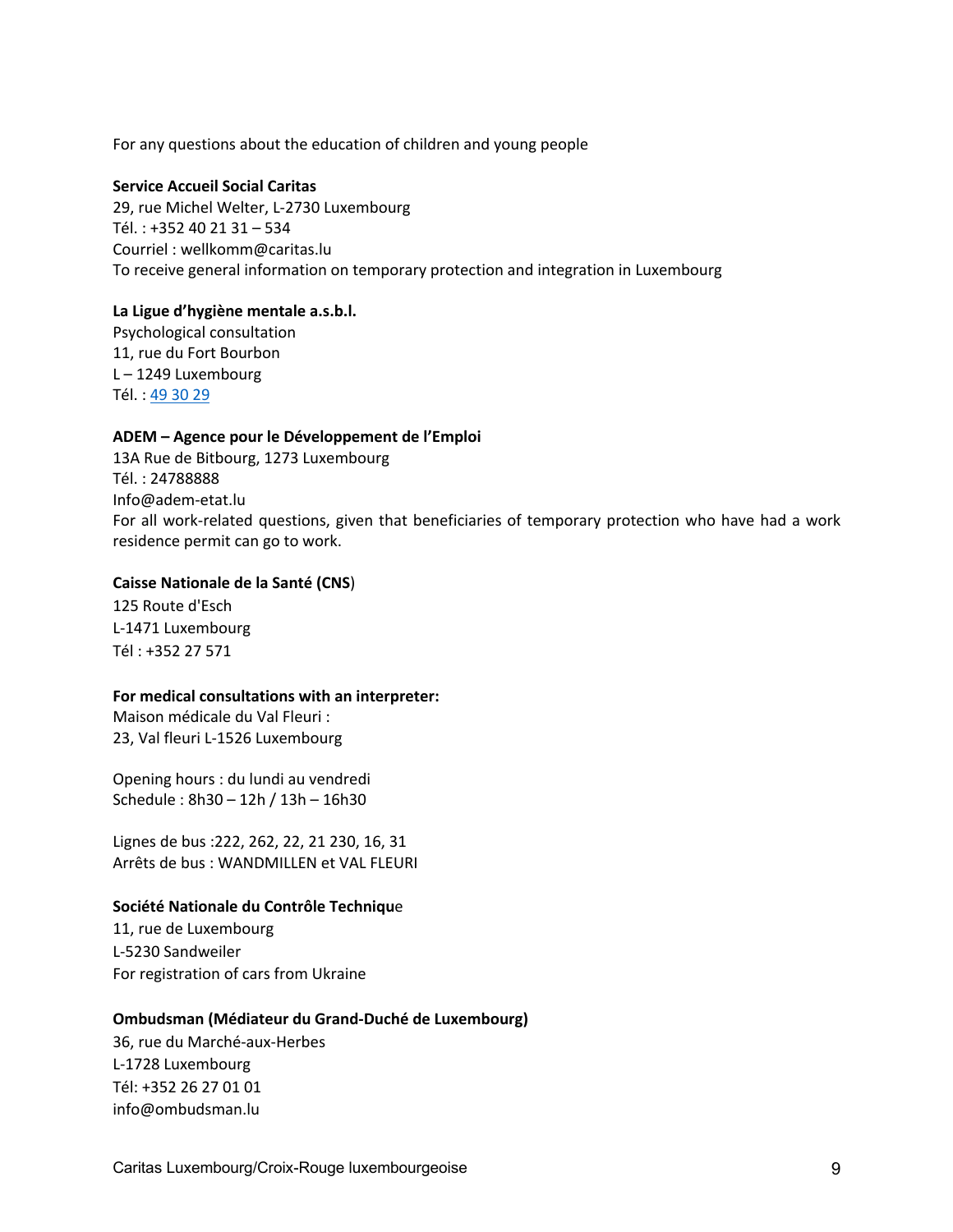For any questions about the education of children and young people

**Service Accueil Social Caritas**
29, rue Michel Welter, L-2730 Luxembourg
Tél. : +352 40 21 31 – 534
Courriel : wellkomm@caritas.lu
To receive general information on temporary protection and integration in Luxembourg

**La Ligue d'hygiène mentale a.s.b.l.**
Psychological consultation
11, rue du Fort Bourbon
L – 1249 Luxembourg
Tél. : 49 30 29

**ADEM – Agence pour le Développement de l'Emploi**
13A Rue de Bitbourg, 1273 Luxembourg
Tél. : 24788888
Info@adem-etat.lu
For all work-related questions, given that beneficiaries of temporary protection who have had a work residence permit can go to work.

**Caisse Nationale de la Santé (CNS**)
125 Route d'Esch
L-1471 Luxembourg
Tél : +352 27 571

**For medical consultations with an interpreter:**
Maison médicale du Val Fleuri :
23, Val fleuri L-1526 Luxembourg

Opening hours : du lundi au vendredi
Schedule : 8h30 – 12h / 13h – 16h30

Lignes de bus :222, 262, 22, 21 230, 16, 31
Arrêts de bus : WANDMILLEN et VAL FLEURI

**Société Nationale du Contrôle Techniqu**e
11, rue de Luxembourg
L-5230 Sandweiler
For registration of cars from Ukraine

**Ombudsman (Médiateur du Grand-Duché de Luxembourg)**
36, rue du Marché-aux-Herbes
L-1728 Luxembourg
Tél: +352 26 27 01 01
info@ombudsman.lu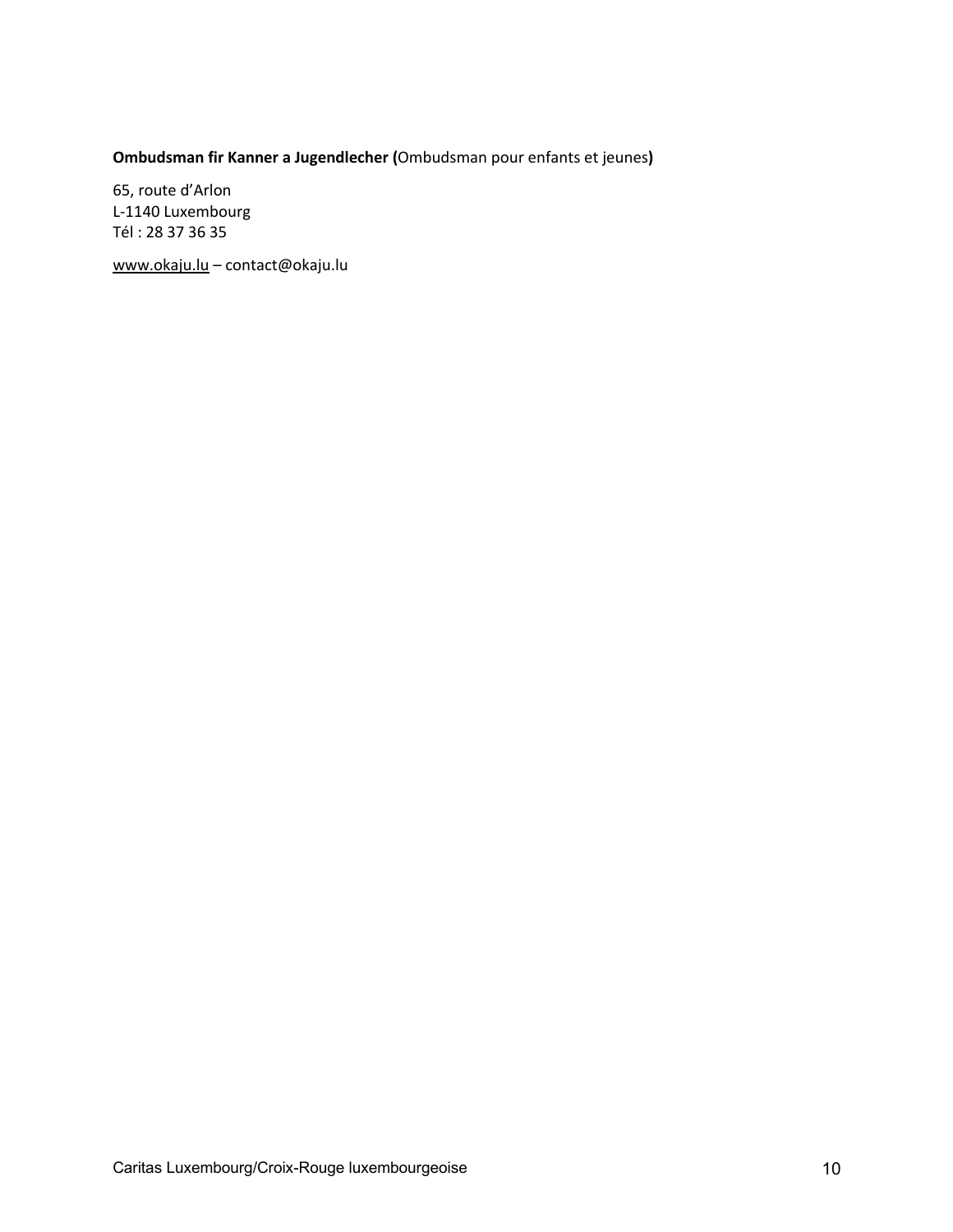**Ombudsman fir Kanner a Jugendlecher (**Ombudsman pour enfants et jeunes**)**

65, route d'Arlon
L-1140 Luxembourg
Tél : 28 37 36 35

www.okaju.lu – contact@okaju.lu